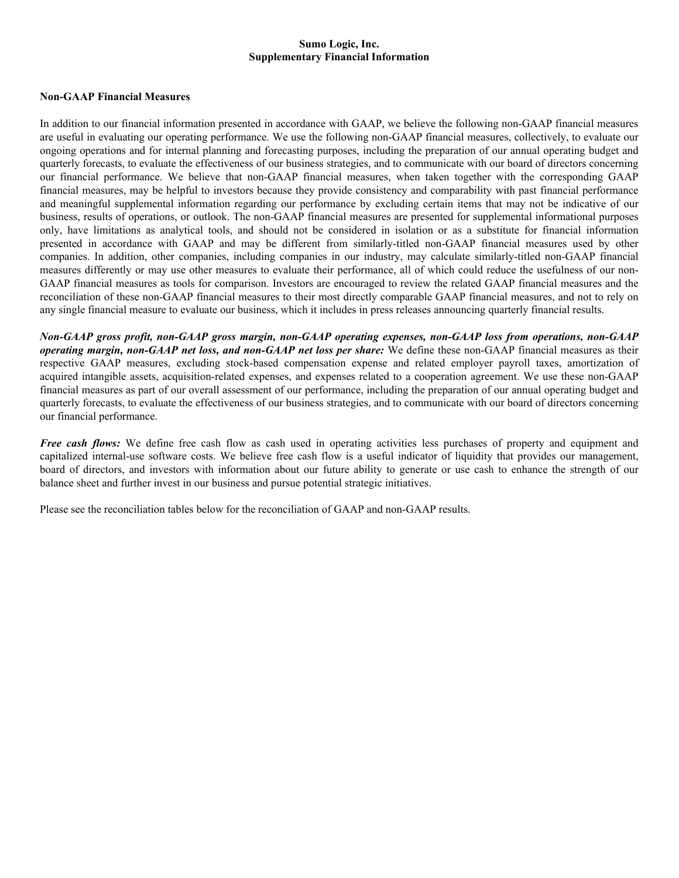**Sumo Logic, Inc.**
**Supplementary Financial Information**

**Non-GAAP Financial Measures**

In addition to our financial information presented in accordance with GAAP, we believe the following non-GAAP financial measures are useful in evaluating our operating performance. We use the following non-GAAP financial measures, collectively, to evaluate our ongoing operations and for internal planning and forecasting purposes, including the preparation of our annual operating budget and quarterly forecasts, to evaluate the effectiveness of our business strategies, and to communicate with our board of directors concerning our financial performance. We believe that non-GAAP financial measures, when taken together with the corresponding GAAP financial measures, may be helpful to investors because they provide consistency and comparability with past financial performance and meaningful supplemental information regarding our performance by excluding certain items that may not be indicative of our business, results of operations, or outlook. The non-GAAP financial measures are presented for supplemental informational purposes only, have limitations as analytical tools, and should not be considered in isolation or as a substitute for financial information presented in accordance with GAAP and may be different from similarly-titled non-GAAP financial measures used by other companies. In addition, other companies, including companies in our industry, may calculate similarly-titled non-GAAP financial measures differently or may use other measures to evaluate their performance, all of which could reduce the usefulness of our non-GAAP financial measures as tools for comparison. Investors are encouraged to review the related GAAP financial measures and the reconciliation of these non-GAAP financial measures to their most directly comparable GAAP financial measures, and not to rely on any single financial measure to evaluate our business, which it includes in press releases announcing quarterly financial results.

***Non-GAAP gross profit, non-GAAP gross margin, non-GAAP operating expenses, non-GAAP loss from operations, non-GAAP operating margin, non-GAAP net loss, and non-GAAP net loss per share:*** We define these non-GAAP financial measures as their respective GAAP measures, excluding stock-based compensation expense and related employer payroll taxes, amortization of acquired intangible assets, acquisition-related expenses, and expenses related to a cooperation agreement. We use these non-GAAP financial measures as part of our overall assessment of our performance, including the preparation of our annual operating budget and quarterly forecasts, to evaluate the effectiveness of our business strategies, and to communicate with our board of directors concerning our financial performance.

***Free cash flows:*** We define free cash flow as cash used in operating activities less purchases of property and equipment and capitalized internal-use software costs. We believe free cash flow is a useful indicator of liquidity that provides our management, board of directors, and investors with information about our future ability to generate or use cash to enhance the strength of our balance sheet and further invest in our business and pursue potential strategic initiatives.

Please see the reconciliation tables below for the reconciliation of GAAP and non-GAAP results.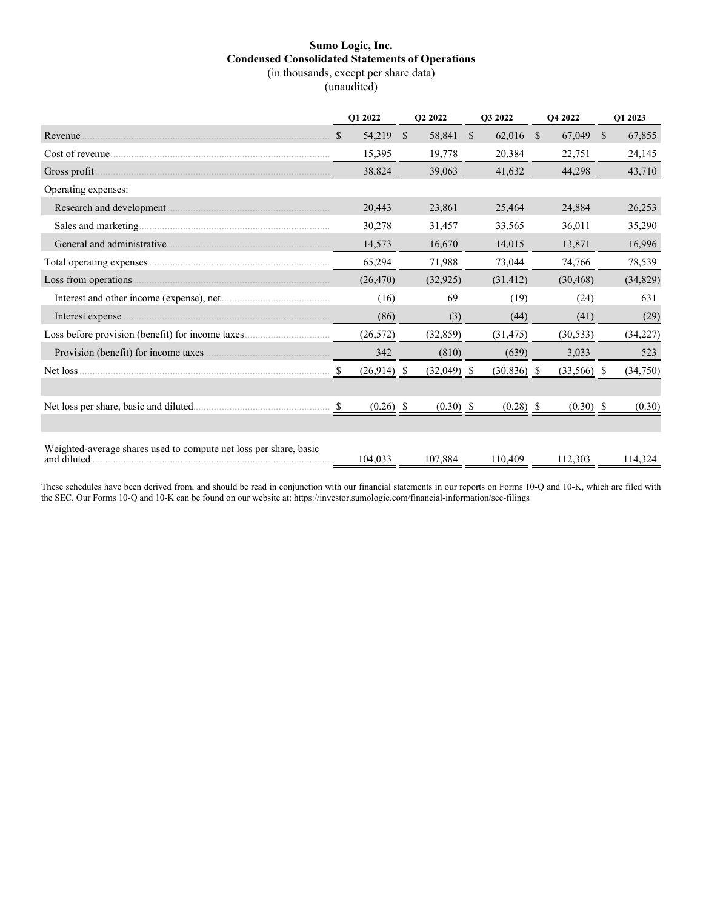**Sumo Logic, Inc.**
**Condensed Consolidated Statements of Operations**
(in thousands, except per share data)
(unaudited)

| | Q1 2022 | Q2 2022 | Q3 2022 | Q4 2022 | Q1 2023 |
|---|---|---|---|---|---|
| Revenue | $ 54,219 | $ 58,841 | $ 62,016 | $ 67,049 | $ 67,855 |
| Cost of revenue | 15,395 | 19,778 | 20,384 | 22,751 | 24,145 |
| Gross profit | 38,824 | 39,063 | 41,632 | 44,298 | 43,710 |
| Operating expenses: | | | | | |
| Research and development | 20,443 | 23,861 | 25,464 | 24,884 | 26,253 |
| Sales and marketing | 30,278 | 31,457 | 33,565 | 36,011 | 35,290 |
| General and administrative | 14,573 | 16,670 | 14,015 | 13,871 | 16,996 |
| Total operating expenses | 65,294 | 71,988 | 73,044 | 74,766 | 78,539 |
| Loss from operations | (26,470) | (32,925) | (31,412) | (30,468) | (34,829) |
| Interest and other income (expense), net | (16) | 69 | (19) | (24) | 631 |
| Interest expense | (86) | (3) | (44) | (41) | (29) |
| Loss before provision (benefit) for income taxes | (26,572) | (32,859) | (31,475) | (30,533) | (34,227) |
| Provision (benefit) for income taxes | 342 | (810) | (639) | 3,033 | 523 |
| Net loss | $ (26,914) | $ (32,049) | $ (30,836) | $ (33,566) | $ (34,750) |
| | | | | | |
| Net loss per share, basic and diluted | $ (0.26) | $ (0.30) | $ (0.28) | $ (0.30) | $ (0.30) |
| | | | | | |
| Weighted-average shares used to compute net loss per share, basic and diluted | 104,033 | 107,884 | 110,409 | 112,303 | 114,324 |

These schedules have been derived from, and should be read in conjunction with our financial statements in our reports on Forms 10-Q and 10-K, which are filed with the SEC. Our Forms 10-Q and 10-K can be found on our website at: https://investor.sumologic.com/financial-information/sec-filings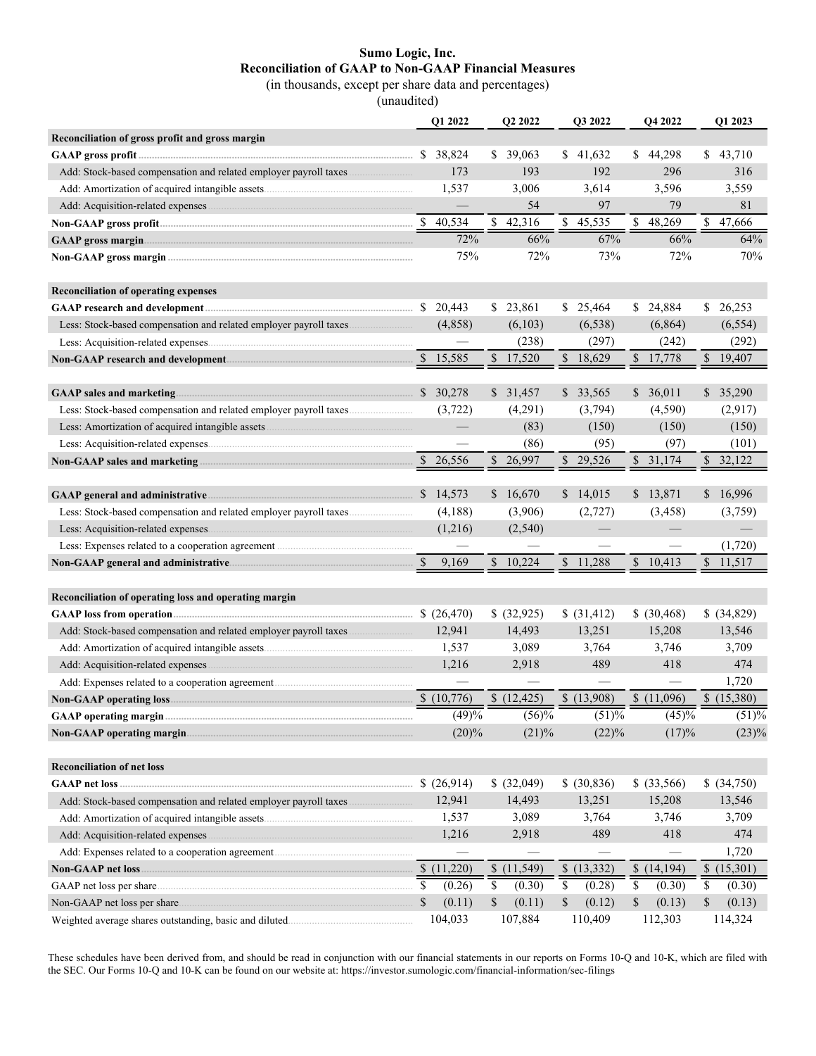# Sumo Logic, Inc.
## Reconciliation of GAAP to Non-GAAP Financial Measures

(in thousands, except per share data and percentages)

(unaudited)

| | Q1 2022 | Q2 2022 | Q3 2022 | Q4 2022 | Q1 2023 |
|---|---|---|---|---|---|
| **Reconciliation of gross profit and gross margin** | | | | | |
| **GAAP gross profit** | $ 38,824 | $ 39,063 | $ 41,632 | $ 44,298 | $ 43,710 |
| Add: Stock-based compensation and related employer payroll taxes | 173 | 193 | 192 | 296 | 316 |
| Add: Amortization of acquired intangible assets | 1,537 | 3,006 | 3,614 | 3,596 | 3,559 |
| Add: Acquisition-related expenses | — | 54 | 97 | 79 | 81 |
| **Non-GAAP gross profit** | $ 40,534 | $ 42,316 | $ 45,535 | $ 48,269 | $ 47,666 |
| **GAAP gross margin** | 72% | 66% | 67% | 66% | 64% |
| **Non-GAAP gross margin** | 75% | 72% | 73% | 72% | 70% |
| | | | | | |
| **Reconciliation of operating expenses** | | | | | |
| **GAAP research and development** | $ 20,443 | $ 23,861 | $ 25,464 | $ 24,884 | $ 26,253 |
| Less: Stock-based compensation and related employer payroll taxes | (4,858) | (6,103) | (6,538) | (6,864) | (6,554) |
| Less: Acquisition-related expenses | — | (238) | (297) | (242) | (292) |
| **Non-GAAP research and development** | $ 15,585 | $ 17,520 | $ 18,629 | $ 17,778 | $ 19,407 |
| | | | | | |
| **GAAP sales and marketing** | $ 30,278 | $ 31,457 | $ 33,565 | $ 36,011 | $ 35,290 |
| Less: Stock-based compensation and related employer payroll taxes | (3,722) | (4,291) | (3,794) | (4,590) | (2,917) |
| Less: Amortization of acquired intangible assets | — | (83) | (150) | (150) | (150) |
| Less: Acquisition-related expenses | — | (86) | (95) | (97) | (101) |
| **Non-GAAP sales and marketing** | $ 26,556 | $ 26,997 | $ 29,526 | $ 31,174 | $ 32,122 |
| | | | | | |
| **GAAP general and administrative** | $ 14,573 | $ 16,670 | $ 14,015 | $ 13,871 | $ 16,996 |
| Less: Stock-based compensation and related employer payroll taxes | (4,188) | (3,906) | (2,727) | (3,458) | (3,759) |
| Less: Acquisition-related expenses | (1,216) | (2,540) | — | — | — |
| Less: Expenses related to a cooperation agreement | — | — | — | — | (1,720) |
| **Non-GAAP general and administrative** | $ 9,169 | $ 10,224 | $ 11,288 | $ 10,413 | $ 11,517 |
| | | | | | |
| **Reconciliation of operating loss and operating margin** | | | | | |
| **GAAP loss from operation** | $ (26,470) | $ (32,925) | $ (31,412) | $ (30,468) | $ (34,829) |
| Add: Stock-based compensation and related employer payroll taxes | 12,941 | 14,493 | 13,251 | 15,208 | 13,546 |
| Add: Amortization of acquired intangible assets | 1,537 | 3,089 | 3,764 | 3,746 | 3,709 |
| Add: Acquisition-related expenses | 1,216 | 2,918 | 489 | 418 | 474 |
| Add: Expenses related to a cooperation agreement | — | — | — | — | 1,720 |
| **Non-GAAP operating loss** | $ (10,776) | $ (12,425) | $ (13,908) | $ (11,096) | $ (15,380) |
| **GAAP operating margin** | (49)% | (56)% | (51)% | (45)% | (51)% |
| **Non-GAAP operating margin** | (20)% | (21)% | (22)% | (17)% | (23)% |
| | | | | | |
| **Reconciliation of net loss** | | | | | |
| **GAAP net loss** | $ (26,914) | $ (32,049) | $ (30,836) | $ (33,566) | $ (34,750) |
| Add: Stock-based compensation and related employer payroll taxes | 12,941 | 14,493 | 13,251 | 15,208 | 13,546 |
| Add: Amortization of acquired intangible assets | 1,537 | 3,089 | 3,764 | 3,746 | 3,709 |
| Add: Acquisition-related expenses | 1,216 | 2,918 | 489 | 418 | 474 |
| Add: Expenses related to a cooperation agreement | — | — | — | — | 1,720 |
| **Non-GAAP net loss** | $ (11,220) | $ (11,549) | $ (13,332) | $ (14,194) | $ (15,301) |
| GAAP net loss per share | $ (0.26) | $ (0.30) | $ (0.28) | $ (0.30) | $ (0.30) |
| Non-GAAP net loss per share | $ (0.11) | $ (0.11) | $ (0.12) | $ (0.13) | $ (0.13) |
| Weighted average shares outstanding, basic and diluted | 104,033 | 107,884 | 110,409 | 112,303 | 114,324 |

These schedules have been derived from, and should be read in conjunction with our financial statements in our reports on Forms 10-Q and 10-K, which are filed with the SEC. Our Forms 10-Q and 10-K can be found on our website at: https://investor.sumologic.com/financial-information/sec-filings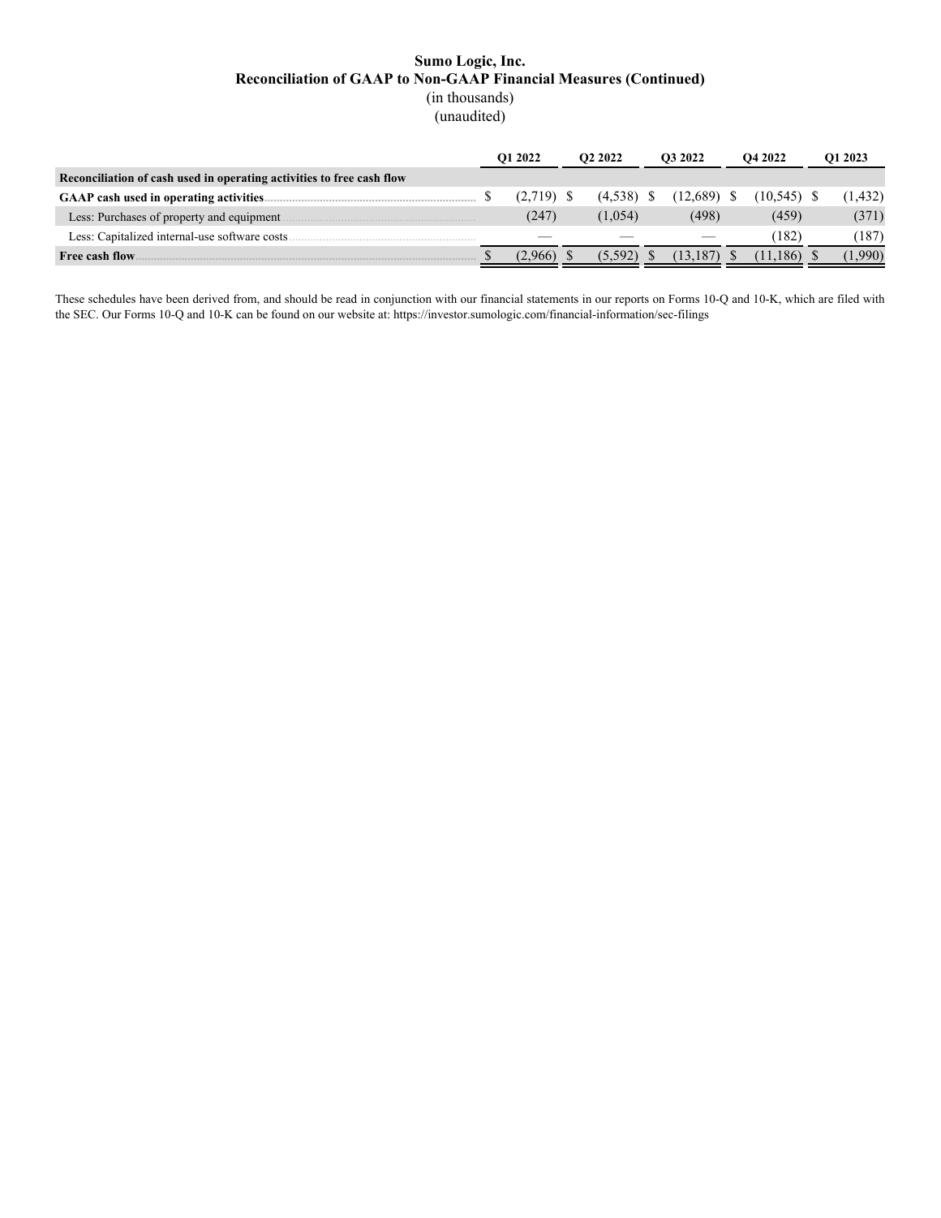# Sumo Logic, Inc.
## Reconciliation of GAAP to Non-GAAP Financial Measures (Continued)
(in thousands)
(unaudited)

| | Q1 2022 | Q2 2022 | Q3 2022 | Q4 2022 | Q1 2023 |
|---|---|---|---|---|---|
| **Reconciliation of cash used in operating activities to free cash flow** | | | | | |
| **GAAP cash used in operating activities** | $ (2,719) | $ (4,538) | $ (12,689) | $ (10,545) | $ (1,432) |
| Less: Purchases of property and equipment | (247) | (1,054) | (498) | (459) | (371) |
| Less: Capitalized internal-use software costs | — | — | — | (182) | (187) |
| **Free cash flow** | $ (2,966) | $ (5,592) | $ (13,187) | $ (11,186) | $ (1,990) |

These schedules have been derived from, and should be read in conjunction with our financial statements in our reports on Forms 10-Q and 10-K, which are filed with the SEC. Our Forms 10-Q and 10-K can be found on our website at: https://investor.sumologic.com/financial-information/sec-filings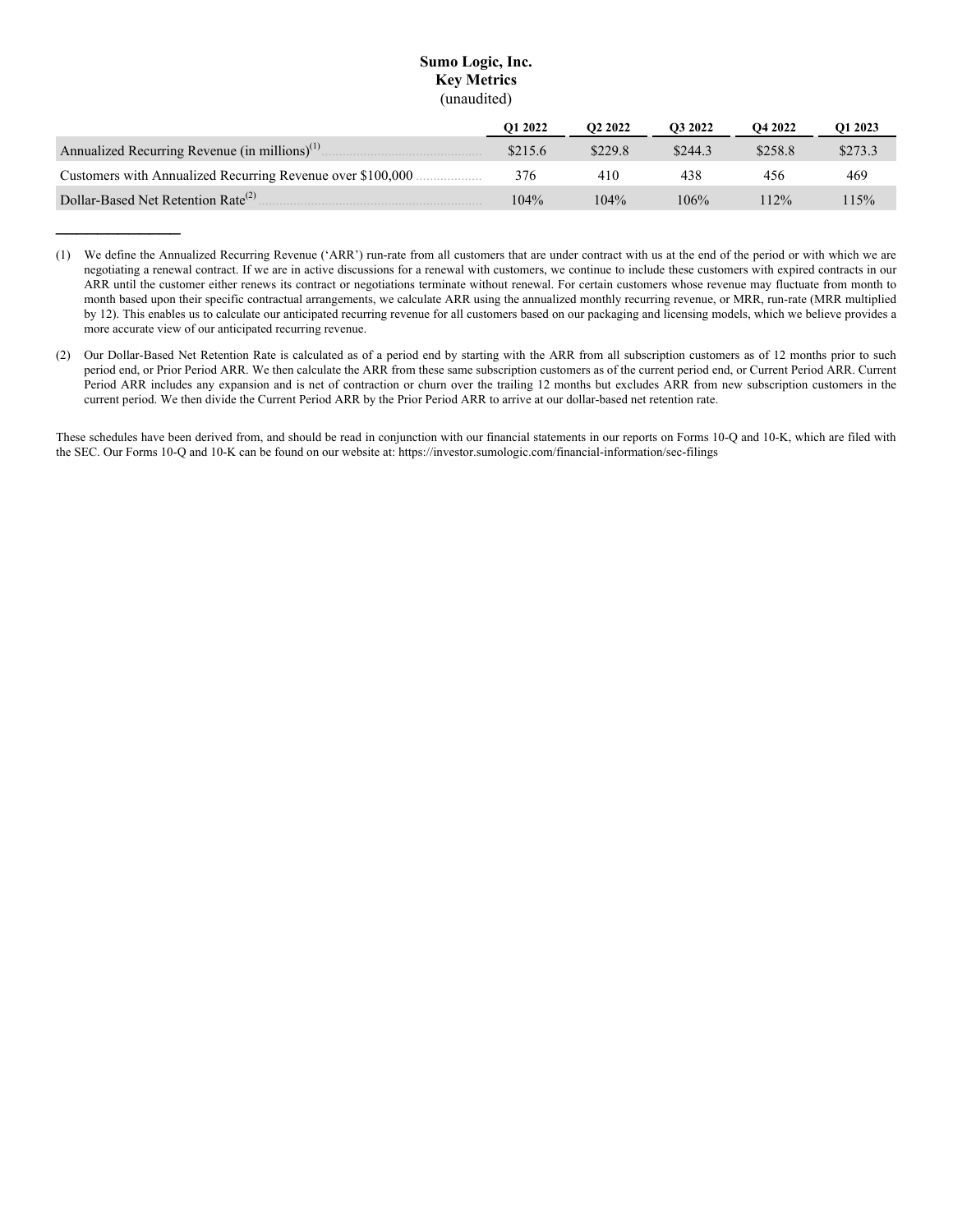# Sumo Logic, Inc.
## Key Metrics
(unaudited)

| | Q1 2022 | Q2 2022 | Q3 2022 | Q4 2022 | Q1 2023 |
|---|---|---|---|---|---|
| Annualized Recurring Revenue (in millions)[1] | $215.6 | $229.8 | $244.3 | $258.8 | $273.3 |
| Customers with Annualized Recurring Revenue over $100,000 | 376 | 410 | 438 | 456 | 469 |
| Dollar-Based Net Retention Rate[2] | 104% | 104% | 106% | 112% | 115% |

---

(1) We define the Annualized Recurring Revenue ('ARR') run-rate from all customers that are under contract with us at the end of the period or with which we are negotiating a renewal contract. If we are in active discussions for a renewal with customers, we continue to include these customers with expired contracts in our ARR until the customer either renews its contract or negotiations terminate without renewal. For certain customers whose revenue may fluctuate from month to month based upon their specific contractual arrangements, we calculate ARR using the annualized monthly recurring revenue, or MRR, run-rate (MRR multiplied by 12). This enables us to calculate our anticipated recurring revenue for all customers based on our packaging and licensing models, which we believe provides a more accurate view of our anticipated recurring revenue.

(2) Our Dollar-Based Net Retention Rate is calculated as of a period end by starting with the ARR from all subscription customers as of 12 months prior to such period end, or Prior Period ARR. We then calculate the ARR from these same subscription customers as of the current period end, or Current Period ARR. Current Period ARR includes any expansion and is net of contraction or churn over the trailing 12 months but excludes ARR from new subscription customers in the current period. We then divide the Current Period ARR by the Prior Period ARR to arrive at our dollar-based net retention rate.

These schedules have been derived from, and should be read in conjunction with our financial statements in our reports on Forms 10-Q and 10-K, which are filed with the SEC. Our Forms 10-Q and 10-K can be found on our website at: https://investor.sumologic.com/financial-information/sec-filings